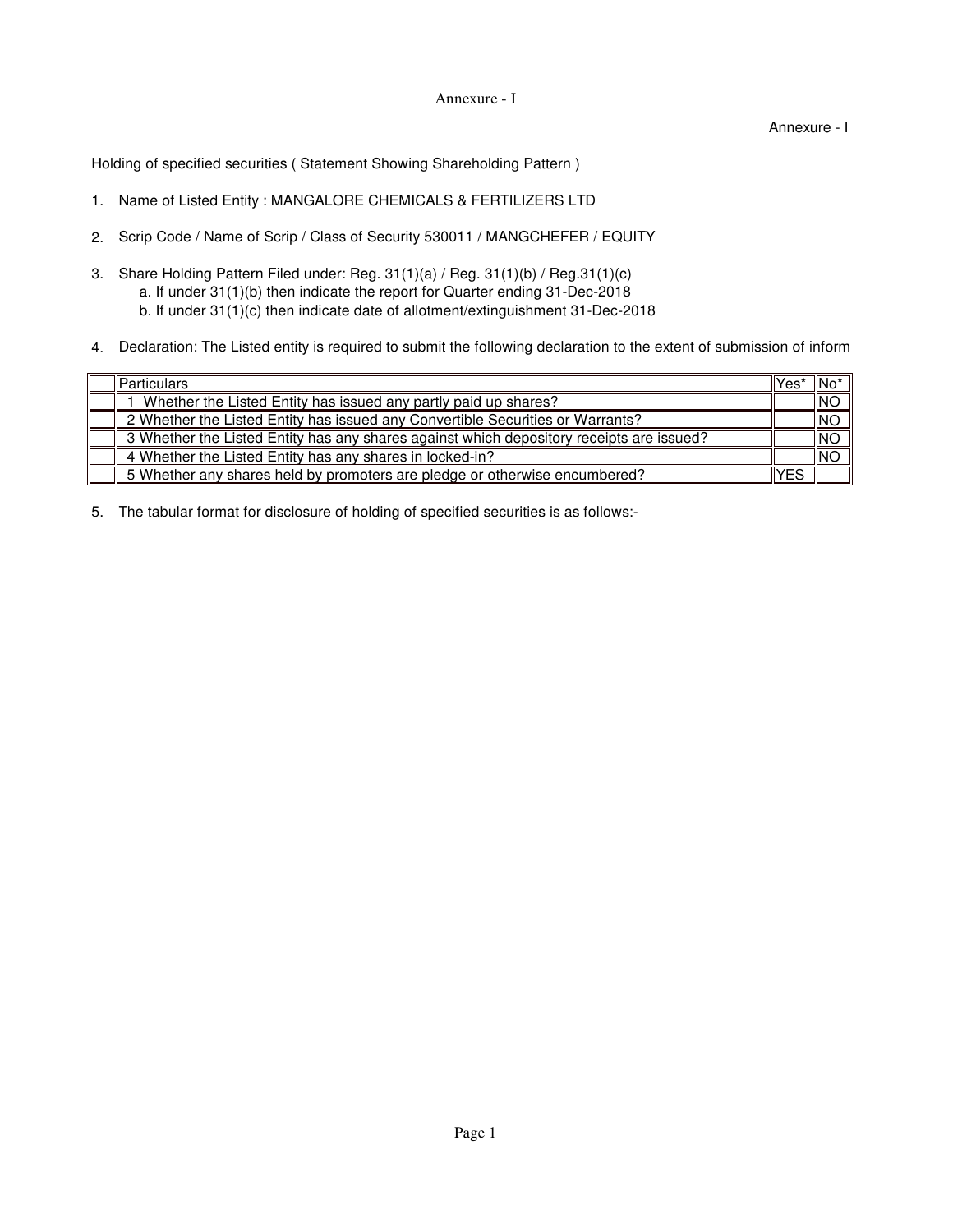Annexure - I

Annexure - I

Holding of specified securities ( Statement Showing Shareholding Pattern )

1. Name of Listed Entity : MANGALORE CHEMICALS & FERTILIZERS LTD

2. Scrip Code / Name of Scrip / Class of Security 530011 / MANGCHEFER / EQUITY

3. Share Holding Pattern Filed under: Reg. 31(1)(a) / Reg. 31(1)(b) / Reg.31(1)(c)
   a. If under 31(1)(b) then indicate the report for Quarter ending 31-Dec-2018
   b. If under 31(1)(c) then indicate date of allotment/extinguishment 31-Dec-2018

4. Declaration: The Listed entity is required to submit the following declaration to the extent of submission of inform

| | Particulars | Yes* | No* |
|---|---|---|---|
| | 1 Whether the Listed Entity has issued any partly paid up shares? | | NO |
| | 2 Whether the Listed Entity has issued any Convertible Securities or Warrants? | | NO |
| | 3 Whether the Listed Entity has any shares against which depository receipts are issued? | | NO |
| | 4 Whether the Listed Entity has any shares in locked-in? | | NO |
| | 5 Whether any shares held by promoters are pledge or otherwise encumbered? | YES | |

5. The tabular format for disclosure of holding of specified securities is as follows:-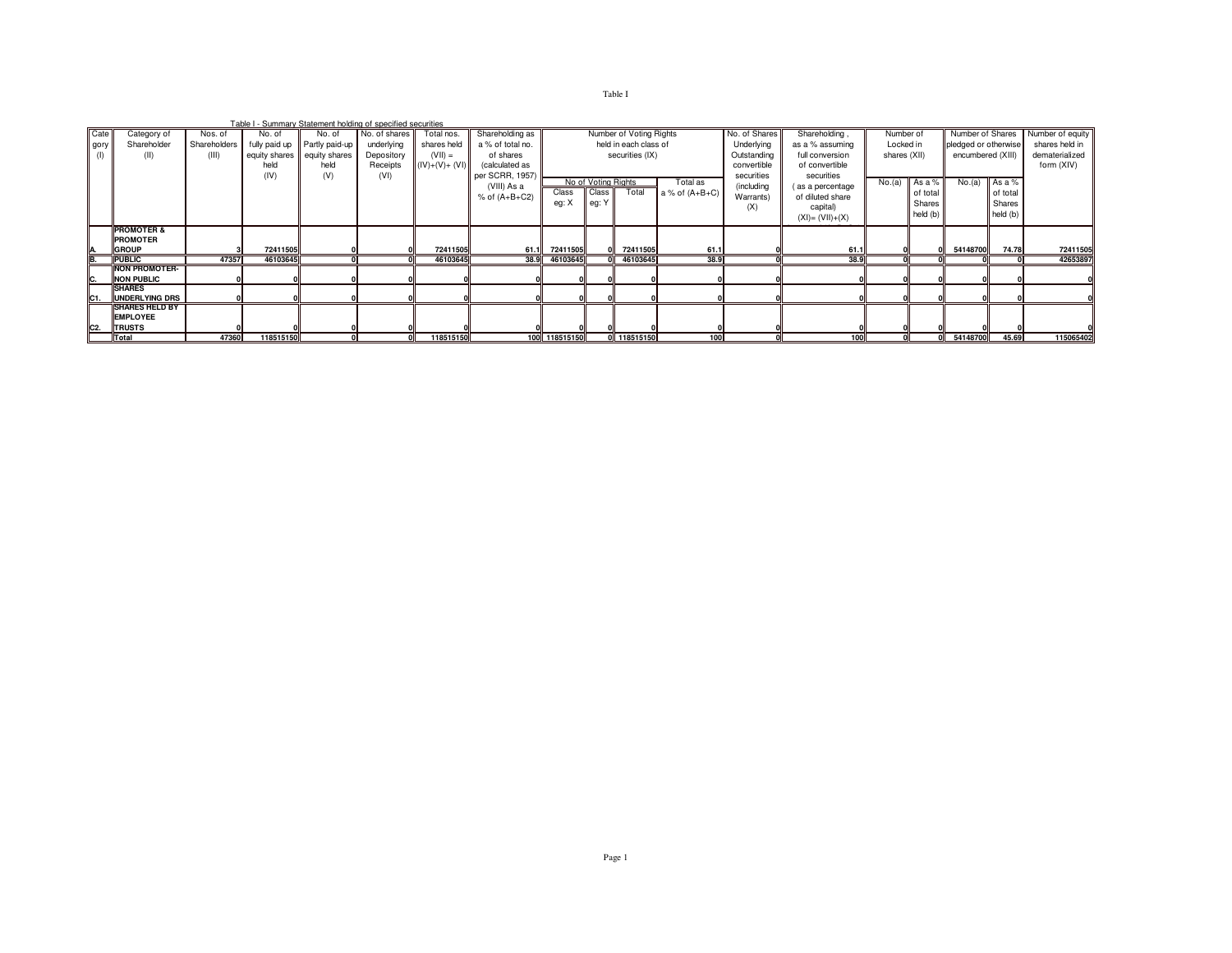Table I

Table I - Summary Statement holding of specified securities

| Category (I) | Category of Shareholder (II) | Nos. of Shareholders (III) | No. of fully paid up equity shares held (IV) | No. of Partly paid-up equity shares held (V) | No. of shares underlying Depository Receipts (VI) | Total nos. shares held (VII) = (IV)+(V)+ (VI) | Shareholding as a % of total no. of shares (calculated as per SCRR, 1957) (VIII) As a % of (A+B+C2) | Number of Voting Rights held in each class of securities (IX) | | | | No. of Shares Underlying Outstanding convertible securities (including Warrants) (X) | Shareholding , as a % assuming full conversion of convertible securities ( as a percentage of diluted share capital) (XI)= (VII)+(X) | Number of Locked in shares (XII) | | Number of Shares pledged or otherwise encumbered (XIII) | | Number of equity shares held in dematerialized form (XIV) |
|---|---|---|---|---|---|---|---|---|---|---|---|---|---|---|---|---|---|---|
| | | | | | | | | No of Voting Rights | | | Total as a % of (A+B+C) | | | No.(a) | As a % of total Shares held (b) | No.(a) | As a % of total Shares held (b) | |
| | | | | | | | | Class eg: X | Class eg: Y | Total | | | | | | | | |
| A. | PROMOTER & PROMOTER GROUP | 3 | 72411505 | 0 | 0 | 72411505 | 61.1 | 72411505 | 0 | 72411505 | 61.1 | 0 | 61.1 | 0 | 0 | 54148700 | 74.78 | 72411505 |
| B. | PUBLIC | 47357 | 46103645 | 0 | 0 | 46103645 | 38.9 | 46103645 | 0 | 46103645 | 38.9 | 0 | 38.9 | 0 | 0 | 0 | 0 | 42653897 |
| C. | NON PROMOTER-NON PUBLIC | 0 | 0 | 0 | 0 | 0 | 0 | 0 | 0 | 0 | 0 | 0 | 0 | 0 | 0 | 0 | 0 | 0 |
| C1. | SHARES UNDERLYING DRS | 0 | 0 | 0 | 0 | 0 | 0 | 0 | 0 | 0 | 0 | 0 | 0 | 0 | 0 | 0 | 0 | 0 |
| C2. | SHARES HELD BY EMPLOYEE TRUSTS | 0 | 0 | 0 | 0 | 0 | 0 | 0 | 0 | 0 | 0 | 0 | 0 | 0 | 0 | 0 | 0 | 0 |
| | Total | 47360 | 118515150 | 0 | 0 | 118515150 | 100 | 118515150 | 0 | 118515150 | 100 | 0 | 100 | 0 | 0 | 54148700 | 45.69 | 115065402 |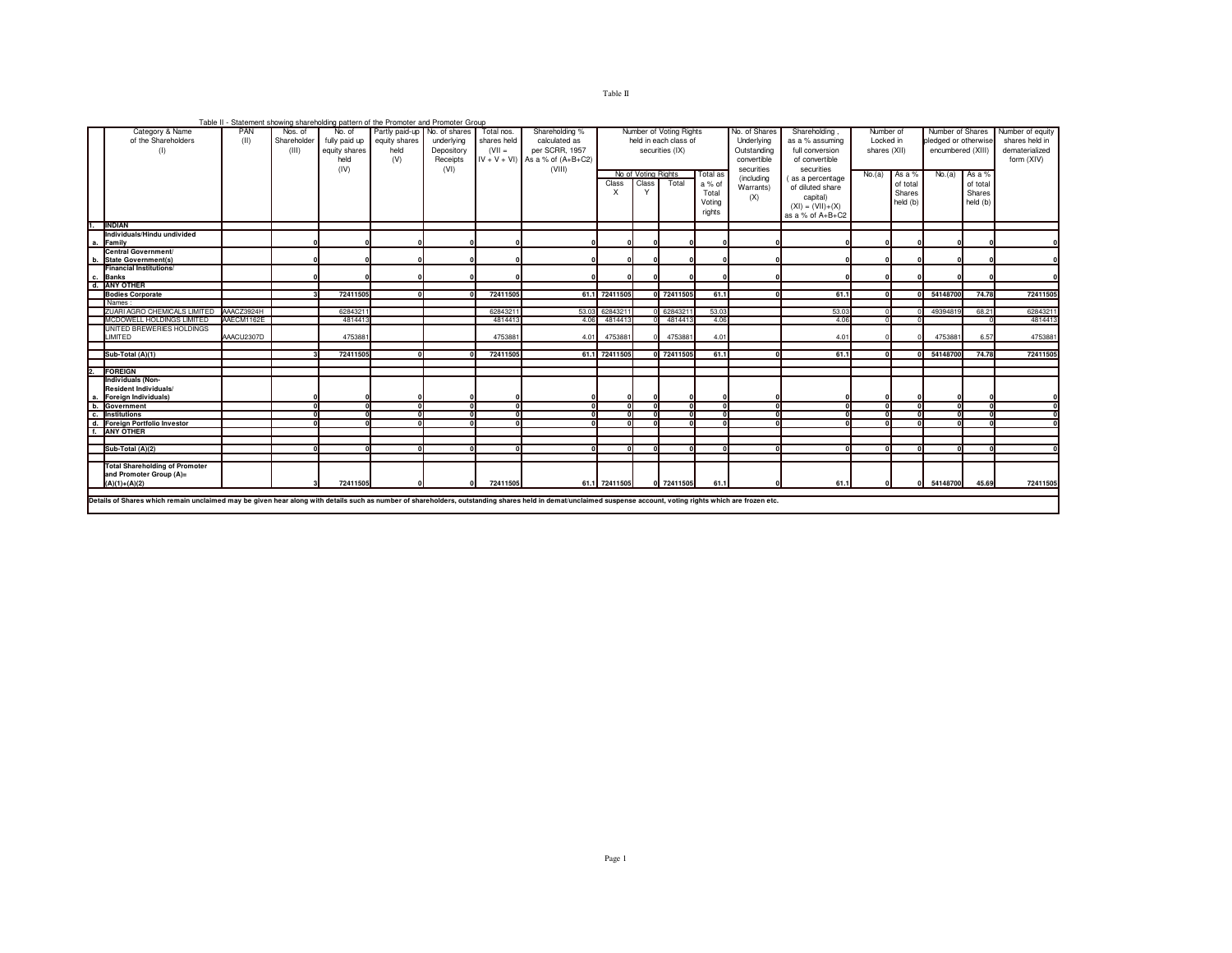Table II

Table II - Statement showing shareholding pattern of the Promoter and Promoter Group

| | Category & Name of the Shareholders (I) | PAN (II) | Nos. of Shareholder (III) | No. of fully paid up equity shares held (IV) | Partly paid-up equity shares held (V) | No. of shares underlying Depository Receipts (VI) | Total nos. shares held (VII = IV + V + VI) | Shareholding % calculated as per SCRR, 1957 As a % of (A+B+C2) (VIII) | Number of Voting Rights held in each class of securities (IX) | | | | No. of Shares Underlying Outstanding convertible securities (including Warrants) (X) | Shareholding , as a % assuming full conversion of convertible securities ( as a percentage of diluted share capital) (XI) = (VII)+(X) as a % of A+B+C2 | Number of Locked in shares (XII) | | Number of Shares pledged or otherwise encumbered (XIII) | | Number of equity shares held in dematerialized form (XIV) |
|---|---|---|---|---|---|---|---|---|---|---|---|---|---|---|---|---|---|---|---|
| | | | | | | | | | No of Voting Rights | | | Total as a % of Total Voting rights | | | No.(a) | As a % of total Shares held (b) | No.(a) | As a % of total Shares held (b) | |
| | | | | | | | | | Class X | Class Y | Total | | | | | | | | |
| 1. | **INDIAN** | | | | | | | | | | | | | | | | | | |
| a. | **Individuals/Hindu undivided Family** | | 0 | 0 | 0 | 0 | 0 | 0 | 0 | 0 | 0 | 0 | 0 | 0 | 0 | 0 | 0 | 0 | 0 |
| b. | **Central Government/ State Government(s)** | | 0 | 0 | 0 | 0 | 0 | 0 | 0 | 0 | 0 | 0 | 0 | 0 | 0 | 0 | 0 | 0 | 0 |
| c. | **Financial Institutions/ Banks** | | 0 | 0 | 0 | 0 | 0 | 0 | 0 | 0 | 0 | 0 | 0 | 0 | 0 | 0 | 0 | 0 | 0 |
| d. | **ANY OTHER** | | | | | | | | | | | | | | | | | | |
| | **Bodies Corporate** | | 3 | 72411505 | 0 | 0 | 72411505 | 61.1 | 72411505 | 0 | 72411505 | 61.1 | 0 | 61.1 | 0 | 0 | 54148700 | 74.78 | 72411505 |
| | Names : | | | | | | | | | | | | | | | | | | |
| | ZUARI AGRO CHEMICALS LIMITED | AAACZ3924H | | 62843211 | | | 62843211 | 53.03 | 62843211 | 0 | 62843211 | 53.03 | | 53.03 | 0 | 0 | 49394819 | 68.21 | 62843211 |
| | MCDOWELL HOLDINGS LIMITED | AAECM1162E | | 4814413 | | | 4814413 | 4.06 | 4814413 | 0 | 4814413 | 4.06 | | 4.06 | 0 | 0 | | 0 | 4814413 |
| | UNITED BREWERIES HOLDINGS LIMITED | AAACU2307D | | 4753881 | | | 4753881 | 4.01 | 4753881 | 0 | 4753881 | 4.01 | | 4.01 | 0 | 0 | 4753881 | 6.57 | 4753881 |
| | **Sub-Total (A)(1)** | | 3 | 72411505 | 0 | 0 | 72411505 | 61.1 | 72411505 | 0 | 72411505 | 61.1 | 0 | 61.1 | 0 | 0 | 54148700 | 74.78 | 72411505 |
| 2. | **FOREIGN** | | | | | | | | | | | | | | | | | | |
| a. | **Individuals (Non-Resident Individuals/ Foreign Individuals)** | | 0 | 0 | 0 | 0 | 0 | 0 | 0 | 0 | 0 | 0 | 0 | 0 | 0 | 0 | 0 | 0 | 0 |
| b. | **Government** | | 0 | 0 | 0 | 0 | 0 | 0 | 0 | 0 | 0 | 0 | 0 | 0 | 0 | 0 | 0 | 0 | 0 |
| c. | **Institutions** | | 0 | 0 | 0 | 0 | 0 | 0 | 0 | 0 | 0 | 0 | 0 | 0 | 0 | 0 | 0 | 0 | 0 |
| d. | **Foreign Portfolio Investor** | | 0 | 0 | 0 | 0 | 0 | 0 | 0 | 0 | 0 | 0 | 0 | 0 | 0 | 0 | 0 | 0 | 0 |
| f. | **ANY OTHER** | | | | | | | | | | | | | | | | | | |
| | **Sub-Total (A)(2)** | | 0 | 0 | 0 | 0 | 0 | 0 | 0 | 0 | 0 | 0 | 0 | 0 | 0 | 0 | 0 | 0 | 0 |
| | **Total Shareholding of Promoter and Promoter Group (A)= (A)(1)+(A)(2)** | | 3 | 72411505 | 0 | 0 | 72411505 | 61.1 | 72411505 | 0 | 72411505 | 61.1 | 0 | 61.1 | 0 | 0 | 54148700 | 45.69 | 72411505 |

**Details of Shares which remain unclaimed may be given hear along with details such as number of shareholders, outstanding shares held in demat/unclaimed suspense account, voting rights which are frozen etc.**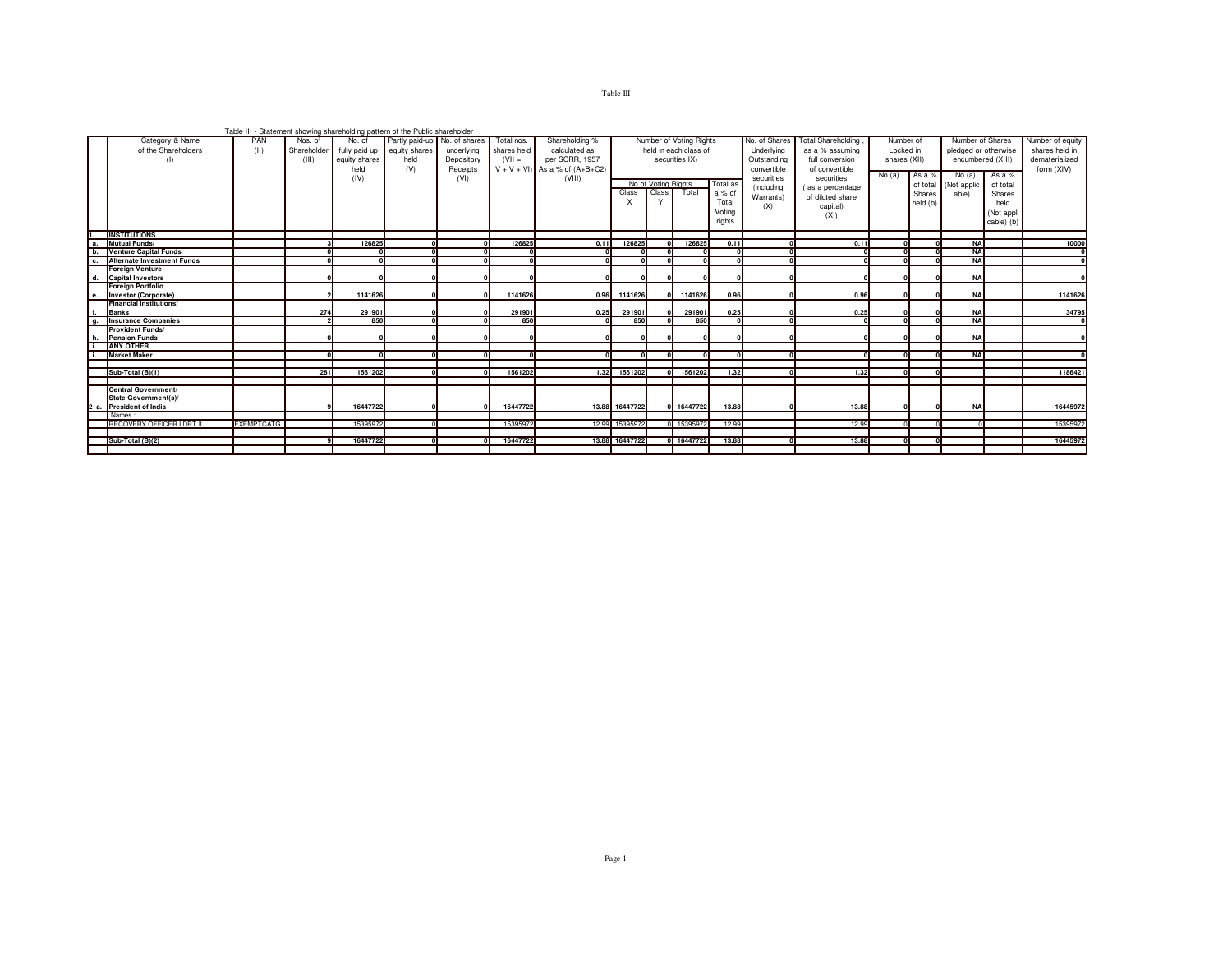Table III

Table III - Statement showing shareholding pattern of the Public shareholder

| | Category & Name of the Shareholders (I) | PAN (II) | Nos. of Shareholder (III) | No. of fully paid up equity shares held (IV) | Partly paid-up equity shares held (V) | No. of shares underlying Depository Receipts (VI) | Total nos. shares held (VII = IV + V + VI) | Shareholding % calculated as per SCRR, 1957 As a % of (A+B+C2) (VIII) | Number of Voting Rights held in each class of securities IX) | | | | No. of Shares Underlying Outstanding convertible securities (including Warrants) (X) | Total Shareholding , as a % assuming full conversion of convertible securities ( as a percentage of diluted share capital) (XI) | Number of Locked in shares (XII) | | Number of Shares pledged or otherwise encumbered (XIII) | | Number of equity shares held in dematerialized form (XIV) |
|---|---|---|---|---|---|---|---|---|---|---|---|---|---|---|---|---|---|---|---|
| | | | | | | | | | No of Voting Rights | | | Total as a % of Total Voting rights | | | No.(a) | As a % of total Shares held (b) | No.(a) (Not applic able) | As a % of total Shares held (Not appli cable) (b) | |
| | | | | | | | | | Class X | Class Y | Total | | | | | | | | |
| 1. | INSTITUTIONS | | | | | | | | | | | | | | | | | | |
| a. | Mutual Funds/ | | 3 | 126825 | 0 | 0 | 126825 | 0.11 | 126825 | 0 | 126825 | 0.11 | 0 | 0.11 | 0 | 0 | NA | | 10000 |
| b. | Venture Capital Funds | | 0 | 0 | 0 | 0 | 0 | 0 | 0 | 0 | 0 | 0 | 0 | 0 | 0 | 0 | NA | | 0 |
| c. | Alternate Investment Funds | | 0 | 0 | 0 | 0 | 0 | 0 | 0 | 0 | 0 | 0 | 0 | 0 | 0 | 0 | NA | | 0 |
| d. | Foreign Venture Capital Investors | | 0 | 0 | 0 | 0 | 0 | 0 | 0 | 0 | 0 | 0 | 0 | 0 | 0 | 0 | NA | | 0 |
| e. | Foreign Portfolio Investor (Corporate) | | 2 | 1141626 | 0 | 0 | 1141626 | 0.96 | 1141626 | 0 | 1141626 | 0.96 | 0 | 0.96 | 0 | 0 | NA | | 1141626 |
| f. | Financial Institutions/ Banks | | 274 | 291901 | 0 | 0 | 291901 | 0.25 | 291901 | 0 | 291901 | 0.25 | 0 | 0.25 | 0 | 0 | NA | | 34795 |
| g. | Insurance Companies | | 2 | 850 | 0 | 0 | 850 | 0 | 850 | 0 | 850 | 0 | 0 | 0 | 0 | 0 | NA | | 0 |
| h. | Provident Funds/ Pension Funds | | 0 | 0 | 0 | 0 | 0 | 0 | 0 | 0 | 0 | 0 | 0 | 0 | 0 | 0 | NA | | 0 |
| i. | ANY OTHER | | | | | | | | | | | | | | | | | | |
| i. | Market Maker | | 0 | 0 | 0 | 0 | 0 | 0 | 0 | 0 | 0 | 0 | 0 | 0 | 0 | 0 | NA | | 0 |
| | Sub-Total (B)(1) | | 281 | 1561202 | 0 | 0 | 1561202 | 1.32 | 1561202 | 0 | 1561202 | 1.32 | 0 | 1.32 | 0 | 0 | | | 1186421 |
| 2 a. | Central Government/ State Government(s)/ President of India | | 9 | 16447722 | 0 | 0 | 16447722 | 13.88 | 16447722 | 0 | 16447722 | 13.88 | 0 | 13.88 | 0 | 0 | NA | | 16445972 |
| | Names : | | | | | | | | | | | | | | | | | | |
| | RECOVERY OFFICER I DRT II | EXEMPTCATG | | 15395972 | 0 | | 15395972 | 12.99 | 15395972 | 0 | 15395972 | 12.99 | | 12.99 | 0 | 0 | 0 | | 15395972 |
| | Sub-Total (B)(2) | | 9 | 16447722 | 0 | 0 | 16447722 | 13.88 | 16447722 | 0 | 16447722 | 13.88 | 0 | 13.88 | 0 | 0 | | | 16445972 |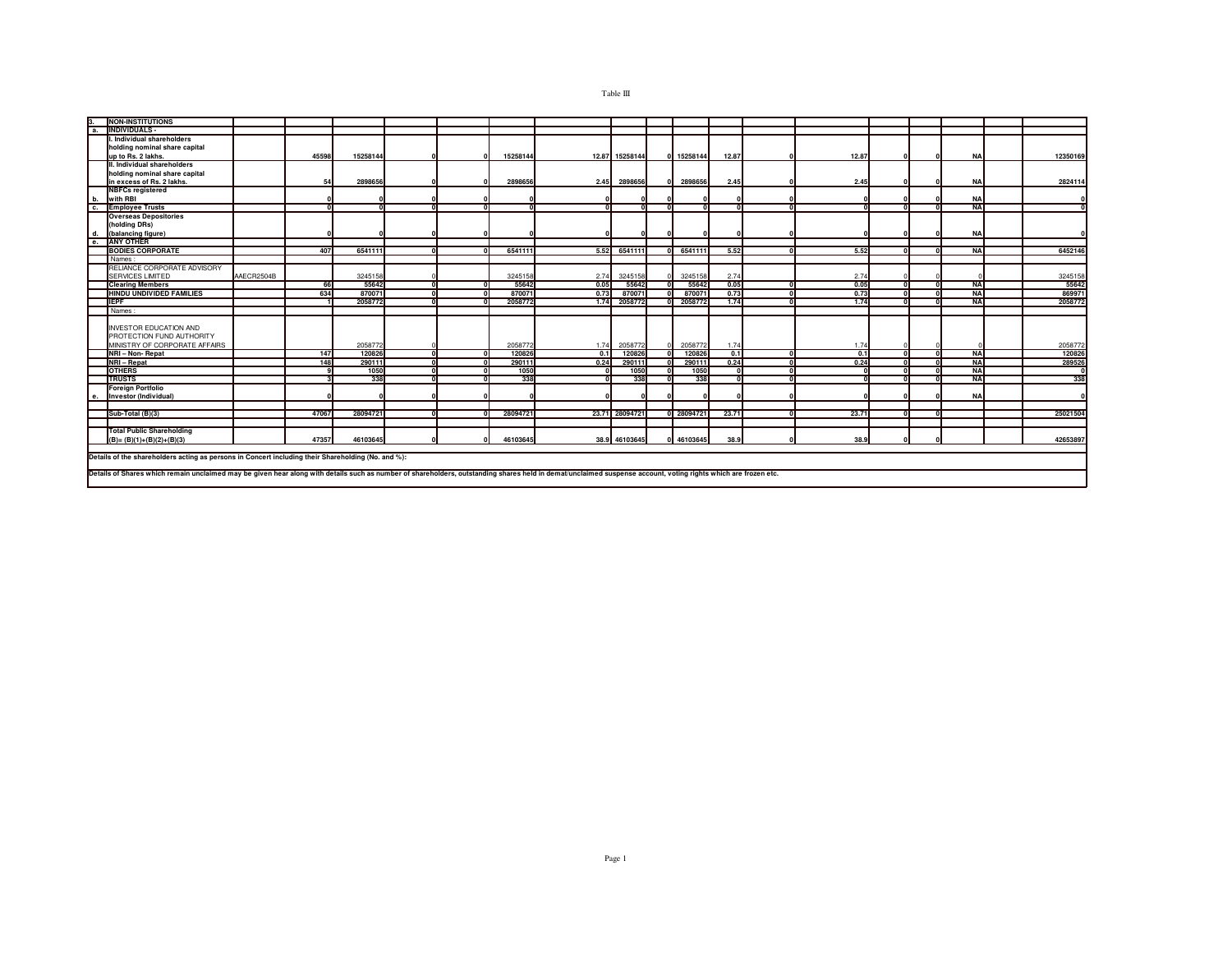# Table III

| 3. | NON-INSTITUTIONS | | | | | | | | | | | | | | | | | | |
|---|---|---|---|---|---|---|---|---|---|---|---|---|---|---|---|---|---|---|---|
| a. | INDIVIDUALS - | | | | | | | | | | | | | | | | | | |
| | I. Individual shareholders holding nominal share capital up to Rs. 2 lakhs. | | 45598 | 15258144 | 0 | 0 | 15258144 | 12.87 | 15258144 | 0 | 15258144 | 12.87 | 0 | 12.87 | 0 | 0 | NA | | 12350169 |
| | II. Individual shareholders holding nominal share capital in excess of Rs. 2 lakhs. | | 54 | 2898656 | 0 | 0 | 2898656 | 2.45 | 2898656 | 0 | 2898656 | 2.45 | 0 | 2.45 | 0 | 0 | NA | | 2824114 |
| b. | NBFCs registered with RBI | | 0 | 0 | 0 | 0 | 0 | 0 | 0 | 0 | 0 | 0 | 0 | 0 | 0 | 0 | NA | | 0 |
| c. | Employee Trusts | | 0 | 0 | 0 | 0 | 0 | 0 | 0 | 0 | 0 | 0 | 0 | 0 | 0 | 0 | NA | | 0 |
| d. | Overseas Depositories (holding DRs) (balancing figure) | | 0 | 0 | 0 | 0 | 0 | 0 | 0 | 0 | 0 | 0 | 0 | 0 | 0 | 0 | NA | | 0 |
| e. | ANY OTHER | | | | | | | | | | | | | | | | | | |
| | BODIES CORPORATE | | 407 | 6541111 | 0 | 0 | 6541111 | 5.52 | 6541111 | 0 | 6541111 | 5.52 | 0 | 5.52 | 0 | 0 | NA | | 6452146 |
| | Names : | | | | | | | | | | | | | | | | | | |
| | RELIANCE CORPORATE ADVISORY SERVICES LIMITED | AAECR2504B | | 3245158 | 0 | | 3245158 | 2.74 | 3245158 | 0 | 3245158 | 2.74 | | 2.74 | 0 | 0 | 0 | | 3245158 |
| | Clearing Members | | 66 | 55642 | 0 | 0 | 55642 | 0.05 | 55642 | 0 | 55642 | 0.05 | 0 | 0.05 | 0 | 0 | NA | | 55642 |
| | HINDU UNDIVIDED FAMILIES | | 634 | 870071 | 0 | 0 | 870071 | 0.73 | 870071 | 0 | 870071 | 0.73 | 0 | 0.73 | 0 | 0 | NA | | 869971 |
| | IEPF | | 1 | 2058772 | 0 | 0 | 2058772 | 1.74 | 2058772 | 0 | 2058772 | 1.74 | 0 | 1.74 | 0 | 0 | NA | | 2058772 |
| | Names : | | | | | | | | | | | | | | | | | | |
| | INVESTOR EDUCATION AND PROTECTION FUND AUTHORITY MINISTRY OF CORPORATE AFFAIRS | | | 2058772 | 0 | | 2058772 | 1.74 | 2058772 | 0 | 2058772 | 1.74 | | 1.74 | 0 | 0 | 0 | | 2058772 |
| | NRI – Non- Repat | | 147 | 120826 | 0 | 0 | 120826 | 0.1 | 120826 | 0 | 120826 | 0.1 | 0 | 0.1 | 0 | 0 | NA | | 120826 |
| | NRI – Repat | | 148 | 290111 | 0 | 0 | 290111 | 0.24 | 290111 | 0 | 290111 | 0.24 | 0 | 0.24 | 0 | 0 | NA | | 289526 |
| | OTHERS | | 9 | 1050 | 0 | 0 | 1050 | 0 | 1050 | 0 | 1050 | 0 | 0 | 0 | 0 | 0 | NA | | 0 |
| | TRUSTS | | 3 | 338 | 0 | 0 | 338 | 0 | 338 | 0 | 338 | 0 | 0 | 0 | 0 | 0 | NA | | 338 |
| e. | Foreign Portfolio Investor (Individual) | | 0 | 0 | 0 | 0 | 0 | 0 | 0 | 0 | 0 | 0 | 0 | 0 | 0 | 0 | NA | | 0 |
| | Sub-Total (B)(3) | | 47067 | 28094721 | 0 | 0 | 28094721 | 23.71 | 28094721 | 0 | 28094721 | 23.71 | 0 | 23.71 | 0 | 0 | | | 25021504 |
| | Total Public Shareholding (B)= (B)(1)+(B)(2)+(B)(3) | | 47357 | 46103645 | 0 | 0 | 46103645 | 38.9 | 46103645 | 0 | 46103645 | 38.9 | 0 | 38.9 | 0 | 0 | | | 42653897 |

Details of the shareholders acting as persons in Concert including their Shareholding (No. and %):

Details of Shares which remain unclaimed may be given hear along with details such as number of shareholders, outstanding shares held in demat/unclaimed suspense account, voting rights which are frozen etc.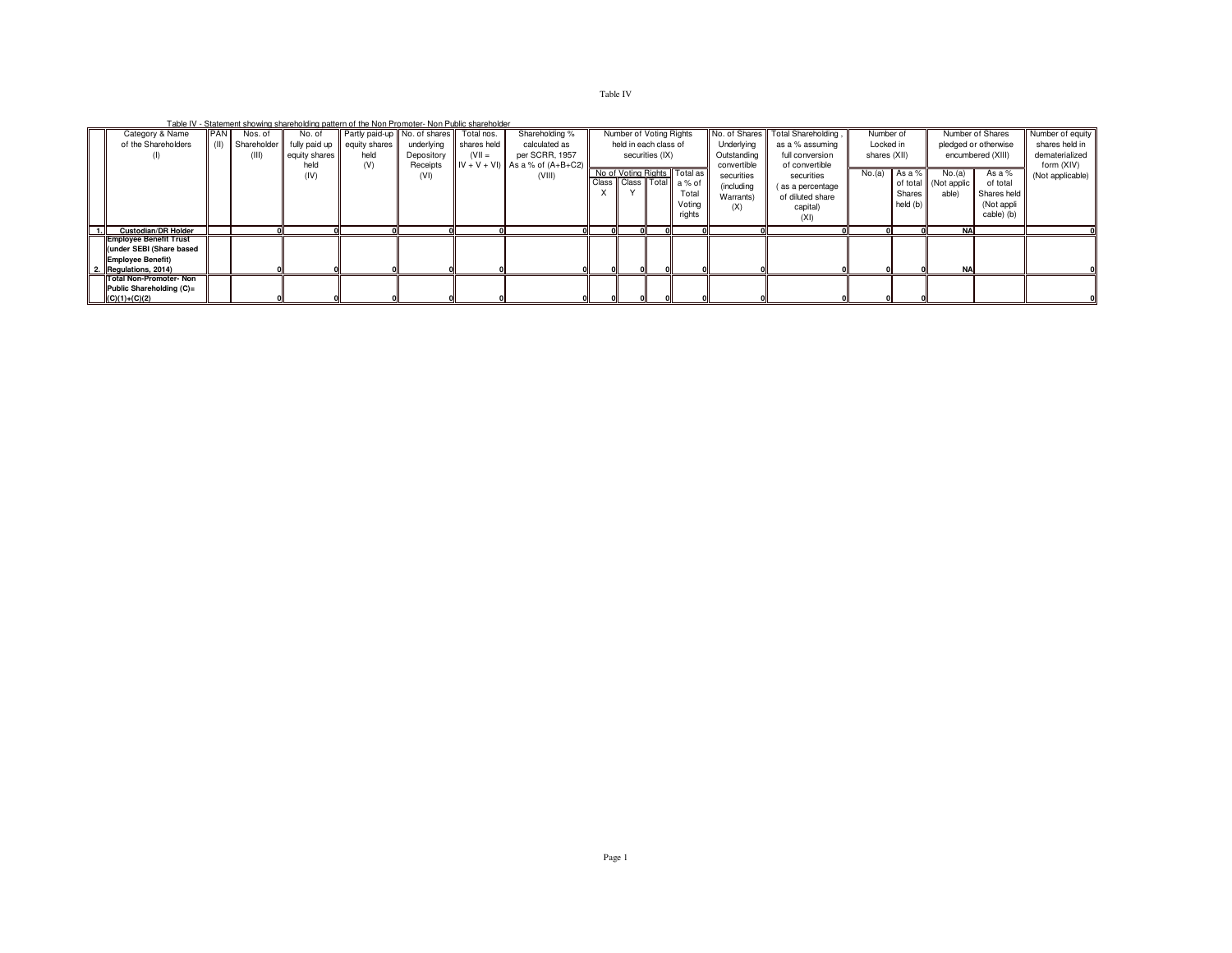Table IV

Table IV - Statement showing shareholding pattern of the Non Promoter- Non Public shareholder

| | Category & Name of the Shareholders (I) | PAN (II) | Nos. of Shareholder (III) | No. of fully paid up equity shares held (IV) | Partly paid-up equity shares held (V) | No. of shares underlying Depository Receipts (VI) | Total nos. shares held (VII = IV + V + VI) | Shareholding % calculated as per SCRR, 1957 As a % of (A+B+C2) (VIII) | Number of Voting Rights held in each class of securities (IX) | | | | No. of Shares Underlying Outstanding convertible securities (including Warrants) (X) | Total Shareholding , as a % assuming full conversion of convertible securities ( as a percentage of diluted share capital) (XI) | Number of Locked in shares (XII) | | Number of Shares pledged or otherwise encumbered (XIII) | | Number of equity shares held in dematerialized form (XIV) (Not applicable) |
|---|---|---|---|---|---|---|---|---|---|---|---|---|---|---|---|---|---|---|---|
| | | | | | | | | | No of Voting Rights | | | Total as a % of Total Voting rights | | | No.(a) | As a % of total Shares held (b) | No.(a) (Not applicable) | As a % of total Shares held (Not applicable) (b) | |
| | | | | | | | | | Class X | Class Y | Total | | | | | | | | |
| 1. | **Custodian/DR Holder** | | 0 | 0 | 0 | 0 | 0 | 0 | 0 | 0 | 0 | 0 | 0 | 0 | 0 | 0 | NA | | 0 |
| 2. | **Employee Benefit Trust (under SEBI (Share based Employee Benefit) Regulations, 2014)** | | 0 | 0 | 0 | 0 | 0 | 0 | 0 | 0 | 0 | 0 | 0 | 0 | 0 | 0 | NA | | 0 |
| | **Total Non-Promoter- Non Public Shareholding (C)= (C)(1)+(C)(2)** | | 0 | 0 | 0 | 0 | 0 | 0 | 0 | 0 | 0 | 0 | 0 | 0 | 0 | 0 | | | 0 |